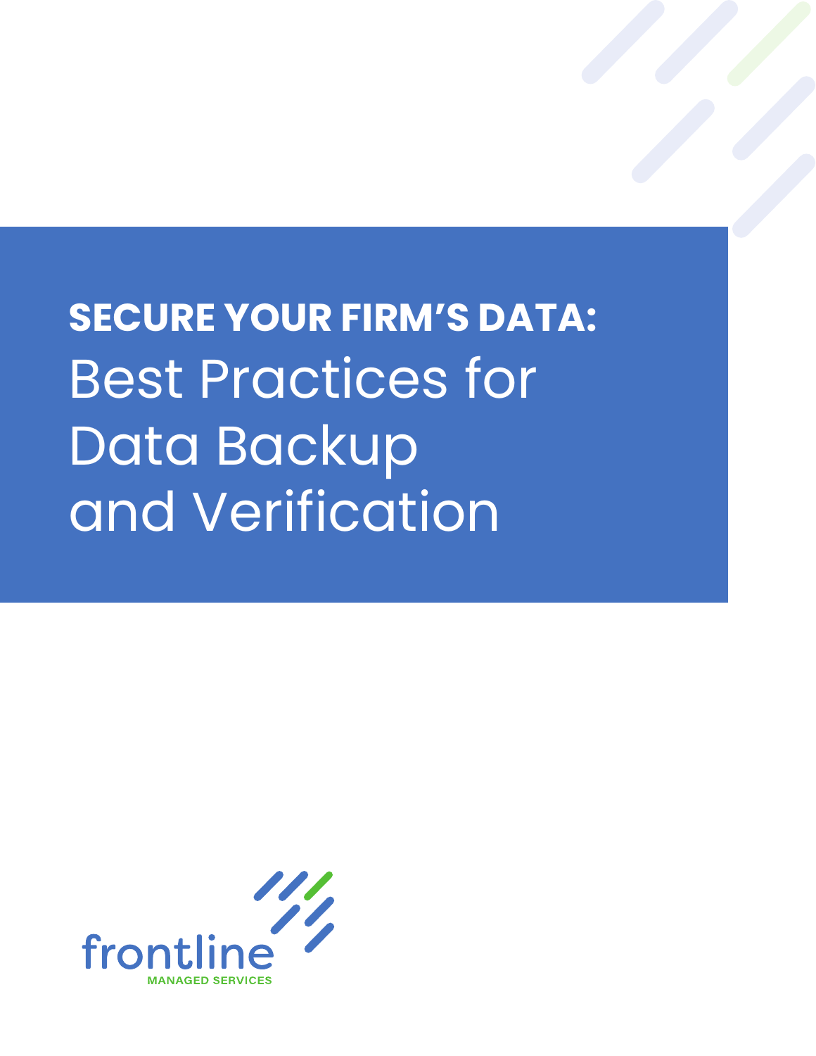# SECURE YOUR FIRM'S DATA: Best Practices for Data Backup and Verification

frontline

MANAGED SERVICES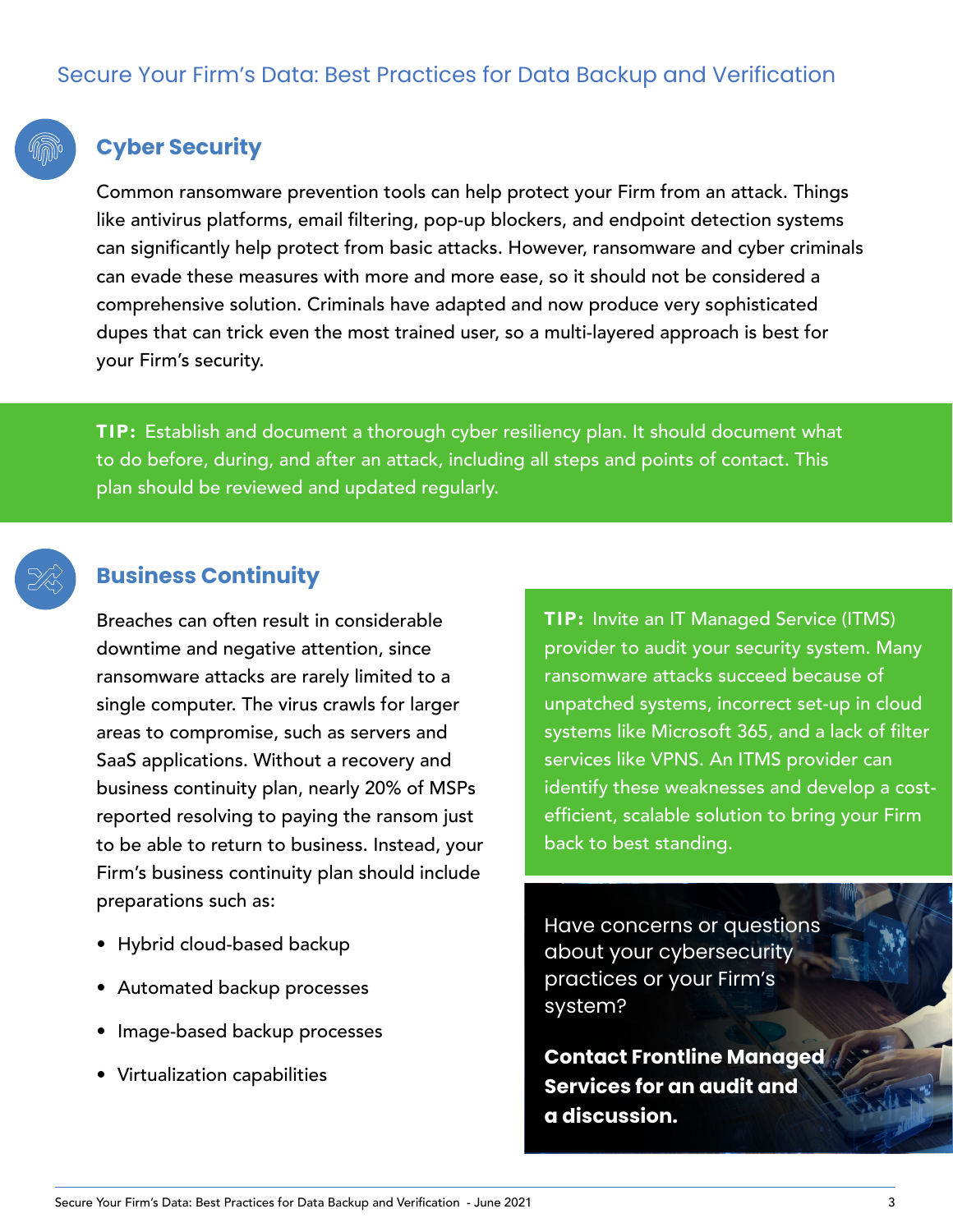## Cyber Security

Common ransomware prevention tools can help protect your Firm from an attack. Things like antivirus platforms, email filtering, pop-up blockers, and endpoint detection systems can significantly help protect from basic attacks. However, ransomware and cyber criminals can evade these measures with more and more ease, so it should not be considered a comprehensive solution. Criminals have adapted and now produce very sophisticated dupes that can trick even the most trained user, so a multi-layered approach is best for your Firm's security.

**TIP:** Establish and document a thorough cyber resiliency plan. It should document what to do before, during, and after an attack, including all steps and points of contact. This plan should be reviewed and updated regularly.

## Business Continuity

Breaches can often result in considerable downtime and negative attention, since ransomware attacks are rarely limited to a single computer. The virus crawls for larger areas to compromise, such as servers and SaaS applications. Without a recovery and business continuity plan, nearly 20% of MSPs reported resolving to paying the ransom just to be able to return to business. Instead, your Firm's business continuity plan should include preparations such as:

- Hybrid cloud-based backup
- Automated backup processes
- Image-based backup processes
- Virtualization capabilities

**TIP:** Invite an IT Managed Service (ITMS) provider to audit your security system. Many ransomware attacks succeed because of unpatched systems, incorrect set-up in cloud systems like Microsoft 365, and a lack of filter services like VPNS. An ITMS provider can identify these weaknesses and develop a cost-efficient, scalable solution to bring your Firm back to best standing.

Have concerns or questions about your cybersecurity practices or your Firm's system?

**Contact Frontline Managed Services for an audit and a discussion.**